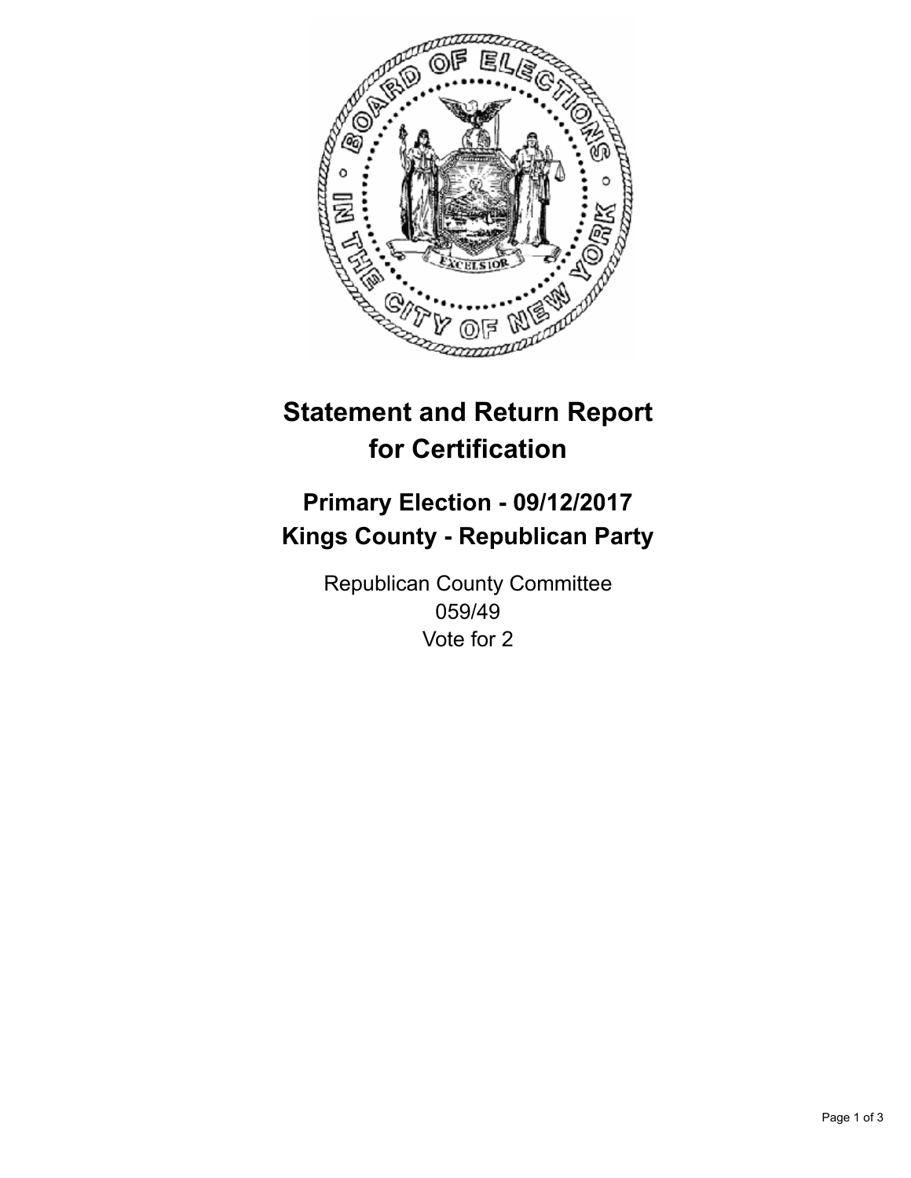# Statement and Return Report for Certification

## Primary Election - 09/12/2017
## Kings County - Republican Party

Republican County Committee
059/49
Vote for 2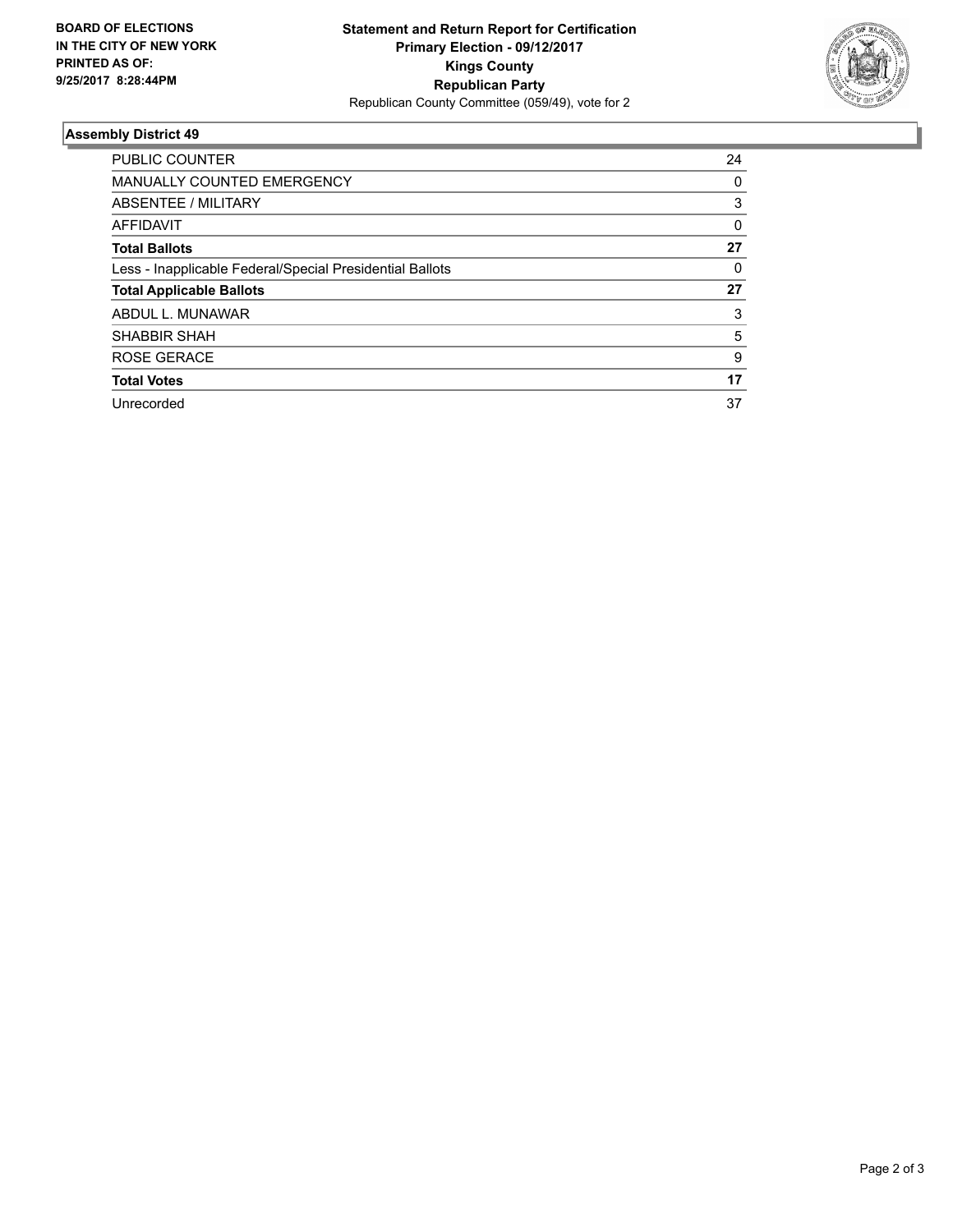**BOARD OF ELECTIONS IN THE CITY OF NEW YORK PRINTED AS OF: 9/25/2017 8:28:44PM**

**Statement and Return Report for Certification**
**Primary Election - 09/12/2017**
**Kings County**
**Republican Party**
Republican County Committee (059/49), vote for 2

## Assembly District 49

| | |
|---|---|
| PUBLIC COUNTER | 24 |
| MANUALLY COUNTED EMERGENCY | 0 |
| ABSENTEE / MILITARY | 3 |
| AFFIDAVIT | 0 |
| **Total Ballots** | **27** |
| Less - Inapplicable Federal/Special Presidential Ballots | 0 |
| **Total Applicable Ballots** | **27** |
| ABDUL L. MUNAWAR | 3 |
| SHABBIR SHAH | 5 |
| ROSE GERACE | 9 |
| **Total Votes** | **17** |
| Unrecorded | 37 |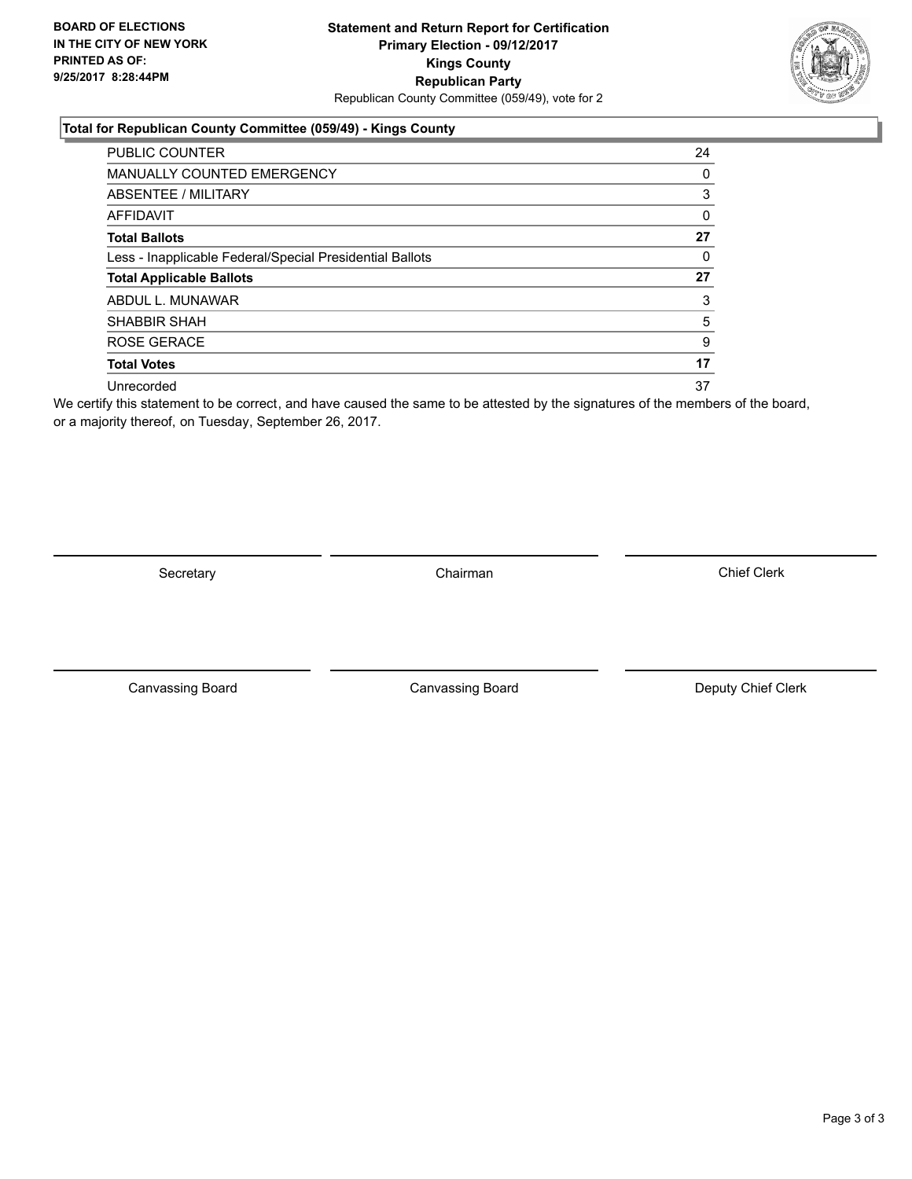**BOARD OF ELECTIONS IN THE CITY OF NEW YORK PRINTED AS OF: 9/25/2017 8:28:44PM**

**Statement and Return Report for Certification**
**Primary Election - 09/12/2017**
**Kings County**
**Republican Party**
Republican County Committee (059/49), vote for 2

**Total for Republican County Committee (059/49) - Kings County**

| | |
|---|---|
| PUBLIC COUNTER | 24 |
| MANUALLY COUNTED EMERGENCY | 0 |
| ABSENTEE / MILITARY | 3 |
| AFFIDAVIT | 0 |
| **Total Ballots** | **27** |
| Less - Inapplicable Federal/Special Presidential Ballots | 0 |
| **Total Applicable Ballots** | **27** |
| ABDUL L. MUNAWAR | 3 |
| SHABBIR SHAH | 5 |
| ROSE GERACE | 9 |
| **Total Votes** | **17** |
| Unrecorded | 37 |

We certify this statement to be correct, and have caused the same to be attested by the signatures of the members of the board, or a majority thereof, on Tuesday, September 26, 2017.

Secretary

Chairman

Chief Clerk

Canvassing Board

Canvassing Board

Deputy Chief Clerk